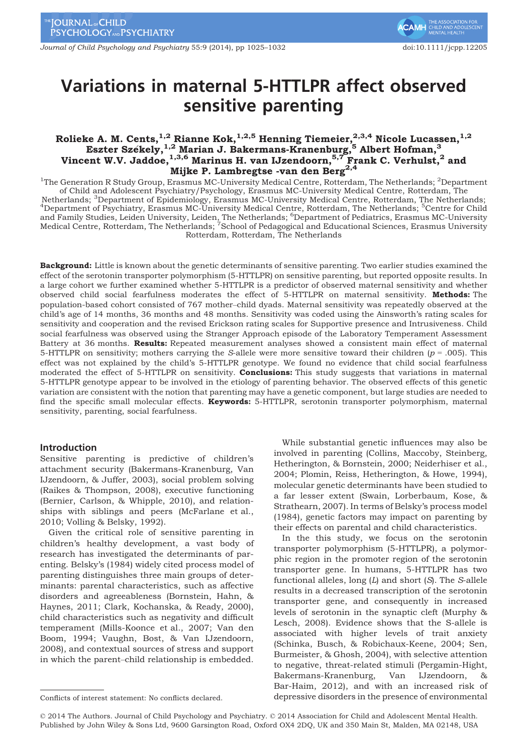# Variations in maternal 5-HTTLPR affect observed sensitive parenting

**Rolieke A. M. Cents,[1,2] Rianne Kok,[1,2,5] Henning Tiemeier,[2,3,4] Nicole Lucassen,[1,2] Eszter Székely,[1,2] Marian J. Bakermans-Kranenburg,[5] Albert Hofman,[3] Vincent W.V. Jaddoe,[1,3,6] Marinus H. van IJzendoorn,[5,7] Frank C. Verhulst,[2] and Mijke P. Lambregtse -van den Berg[2,4]**

[1]The Generation R Study Group, Erasmus MC-University Medical Centre, Rotterdam, The Netherlands; [2]Department of Child and Adolescent Psychiatry/Psychology, Erasmus MC-University Medical Centre, Rotterdam, The Netherlands; [3]Department of Epidemiology, Erasmus MC-University Medical Centre, Rotterdam, The Netherlands; [4]Department of Psychiatry, Erasmus MC-University Medical Centre, Rotterdam, The Netherlands; [5]Centre for Child and Family Studies, Leiden University, Leiden, The Netherlands; [6]Department of Pediatrics, Erasmus MC-University Medical Centre, Rotterdam, The Netherlands; [7]School of Pedagogical and Educational Sciences, Erasmus University Rotterdam, Rotterdam, The Netherlands

**Background:** Little is known about the genetic determinants of sensitive parenting. Two earlier studies examined the effect of the serotonin transporter polymorphism (5-HTTLPR) on sensitive parenting, but reported opposite results. In a large cohort we further examined whether 5-HTTLPR is a predictor of observed maternal sensitivity and whether observed child social fearfulness moderates the effect of 5-HTTLPR on maternal sensitivity. **Methods:** The population-based cohort consisted of 767 mother–child dyads. Maternal sensitivity was repeatedly observed at the child's age of 14 months, 36 months and 48 months. Sensitivity was coded using the Ainsworth's rating scales for sensitivity and cooperation and the revised Erickson rating scales for Supportive presence and Intrusiveness. Child social fearfulness was observed using the Stranger Approach episode of the Laboratory Temperament Assessment Battery at 36 months. **Results:** Repeated measurement analyses showed a consistent main effect of maternal 5-HTTLPR on sensitivity; mothers carrying the *S*-allele were more sensitive toward their children ($p = .005$). This effect was not explained by the child's 5-HTTLPR genotype. We found no evidence that child social fearfulness moderated the effect of 5-HTTLPR on sensitivity. **Conclusions:** This study suggests that variations in maternal 5-HTTLPR genotype appear to be involved in the etiology of parenting behavior. The observed effects of this genetic variation are consistent with the notion that parenting may have a genetic component, but large studies are needed to find the specific small molecular effects. **Keywords:** 5-HTTLPR, serotonin transporter polymorphism, maternal sensitivity, parenting, social fearfulness.

## Introduction

Sensitive parenting is predictive of children's attachment security (Bakermans-Kranenburg, Van IJzendoorn, & Juffer, 2003), social problem solving (Raikes & Thompson, 2008), executive functioning (Bernier, Carlson, & Whipple, 2010), and relationships with siblings and peers (McFarlane et al., 2010; Volling & Belsky, 1992).

Given the critical role of sensitive parenting in children's healthy development, a vast body of research has investigated the determinants of parenting. Belsky's (1984) widely cited process model of parenting distinguishes three main groups of determinants: parental characteristics, such as affective disorders and agreeableness (Bornstein, Hahn, & Haynes, 2011; Clark, Kochanska, & Ready, 2000), child characteristics such as negativity and difficult temperament (Mills-Koonce et al., 2007; Van den Boom, 1994; Vaughn, Bost, & Van IJzendoorn, 2008), and contextual sources of stress and support in which the parent–child relationship is embedded.

While substantial genetic influences may also be involved in parenting (Collins, Maccoby, Steinberg, Hetherington, & Bornstein, 2000; Neiderhiser et al., 2004; Plomin, Reiss, Hetherington, & Howe, 1994), molecular genetic determinants have been studied to a far lesser extent (Swain, Lorberbaum, Kose, & Strathearn, 2007). In terms of Belsky's process model (1984), genetic factors may impact on parenting by their effects on parental and child characteristics.

In the this study, we focus on the serotonin transporter polymorphism (5-HTTLPR), a polymorphic region in the promoter region of the serotonin transporter gene. In humans, 5-HTTLPR has two functional alleles, long (*L*) and short (*S*). The *S*-allele results in a decreased transcription of the serotonin transporter gene, and consequently in increased levels of serotonin in the synaptic cleft (Murphy & Lesch, 2008). Evidence shows that the S-allele is associated with higher levels of trait anxiety (Schinka, Busch, & Robichaux-Keene, 2004; Sen, Burmeister, & Ghosh, 2004), with selective attention to negative, threat-related stimuli (Pergamin-Hight, Bakermans-Kranenburg, Van IJzendoorn, & Bar-Haim, 2012), and with an increased risk of depressive disorders in the presence of environmental

Conflicts of interest statement: No conflicts declared.

© 2014 The Authors. Journal of Child Psychology and Psychiatry. © 2014 Association for Child and Adolescent Mental Health. Published by John Wiley & Sons Ltd, 9600 Garsington Road, Oxford OX4 2DQ, UK and 350 Main St, Malden, MA 02148, USA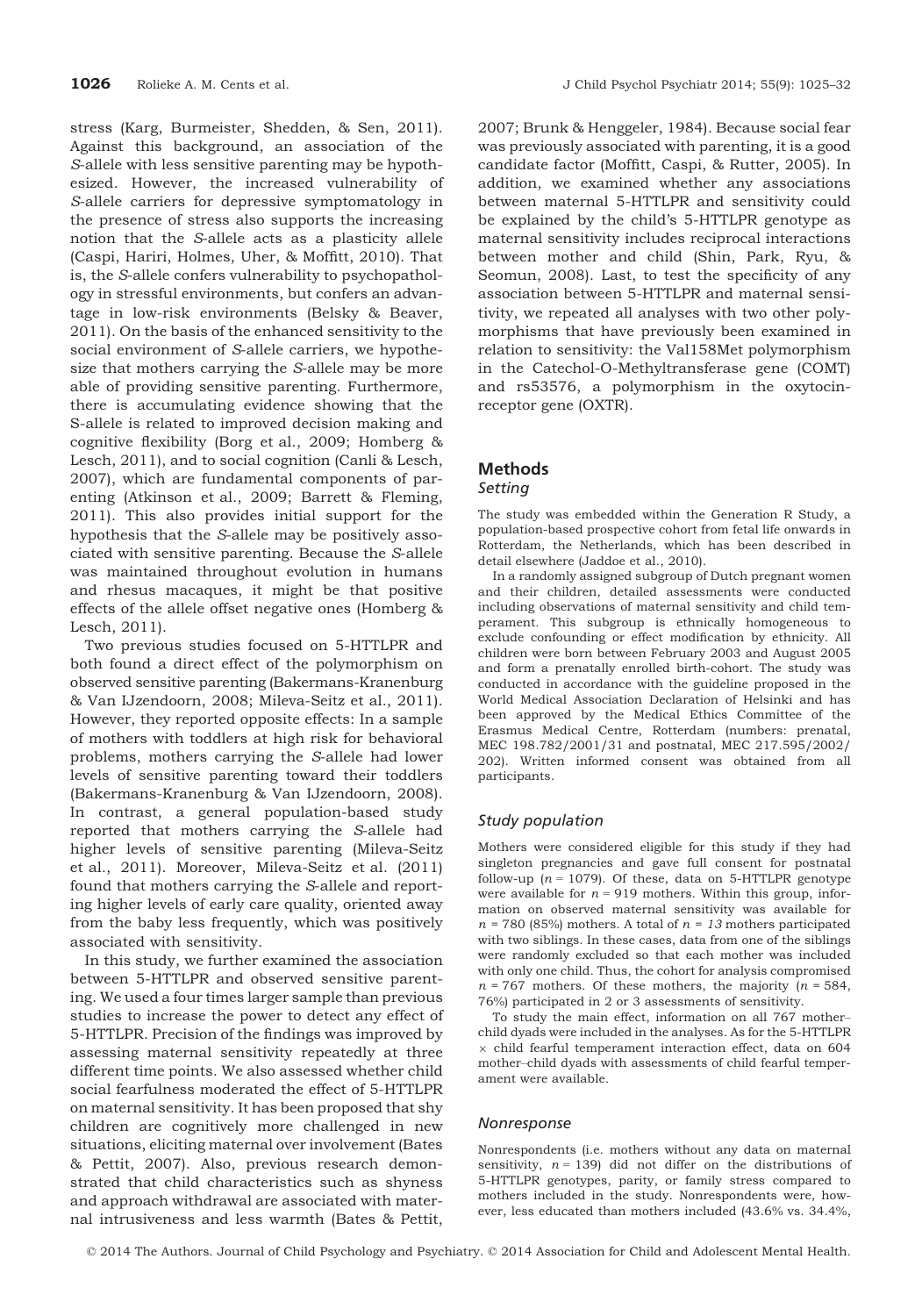stress (Karg, Burmeister, Shedden, & Sen, 2011). Against this background, an association of the *S*-allele with less sensitive parenting may be hypothesized. However, the increased vulnerability of *S*-allele carriers for depressive symptomatology in the presence of stress also supports the increasing notion that the *S*-allele acts as a plasticity allele (Caspi, Hariri, Holmes, Uher, & Moffitt, 2010). That is, the *S*-allele confers vulnerability to psychopathology in stressful environments, but confers an advantage in low-risk environments (Belsky & Beaver, 2011). On the basis of the enhanced sensitivity to the social environment of *S*-allele carriers, we hypothesize that mothers carrying the *S*-allele may be more able of providing sensitive parenting. Furthermore, there is accumulating evidence showing that the S-allele is related to improved decision making and cognitive flexibility (Borg et al., 2009; Homberg & Lesch, 2011), and to social cognition (Canli & Lesch, 2007), which are fundamental components of parenting (Atkinson et al., 2009; Barrett & Fleming, 2011). This also provides initial support for the hypothesis that the *S*-allele may be positively associated with sensitive parenting. Because the *S*-allele was maintained throughout evolution in humans and rhesus macaques, it might be that positive effects of the allele offset negative ones (Homberg & Lesch, 2011).

Two previous studies focused on 5-HTTLPR and both found a direct effect of the polymorphism on observed sensitive parenting (Bakermans-Kranenburg & Van IJzendoorn, 2008; Mileva-Seitz et al., 2011). However, they reported opposite effects: In a sample of mothers with toddlers at high risk for behavioral problems, mothers carrying the *S*-allele had lower levels of sensitive parenting toward their toddlers (Bakermans-Kranenburg & Van IJzendoorn, 2008). In contrast, a general population-based study reported that mothers carrying the *S*-allele had higher levels of sensitive parenting (Mileva-Seitz et al., 2011). Moreover, Mileva-Seitz et al. (2011) found that mothers carrying the *S*-allele and reporting higher levels of early care quality, oriented away from the baby less frequently, which was positively associated with sensitivity.

In this study, we further examined the association between 5-HTTLPR and observed sensitive parenting. We used a four times larger sample than previous studies to increase the power to detect any effect of 5-HTTLPR. Precision of the findings was improved by assessing maternal sensitivity repeatedly at three different time points. We also assessed whether child social fearfulness moderated the effect of 5-HTTLPR on maternal sensitivity. It has been proposed that shy children are cognitively more challenged in new situations, eliciting maternal over involvement (Bates & Pettit, 2007). Also, previous research demonstrated that child characteristics such as shyness and approach withdrawal are associated with maternal intrusiveness and less warmth (Bates & Pettit, 2007; Brunk & Henggeler, 1984). Because social fear was previously associated with parenting, it is a good candidate factor (Moffitt, Caspi, & Rutter, 2005). In addition, we examined whether any associations between maternal 5-HTTLPR and sensitivity could be explained by the child's 5-HTTLPR genotype as maternal sensitivity includes reciprocal interactions between mother and child (Shin, Park, Ryu, & Seomun, 2008). Last, to test the specificity of any association between 5-HTTLPR and maternal sensitivity, we repeated all analyses with two other polymorphisms that have previously been examined in relation to sensitivity: the Val158Met polymorphism in the Catechol-O-Methyltransferase gene (COMT) and rs53576, a polymorphism in the oxytocin-receptor gene (OXTR).

## Methods

### Setting

The study was embedded within the Generation R Study, a population-based prospective cohort from fetal life onwards in Rotterdam, the Netherlands, which has been described in detail elsewhere (Jaddoe et al., 2010).

In a randomly assigned subgroup of Dutch pregnant women and their children, detailed assessments were conducted including observations of maternal sensitivity and child temperament. This subgroup is ethnically homogeneous to exclude confounding or effect modification by ethnicity. All children were born between February 2003 and August 2005 and form a prenatally enrolled birth-cohort. The study was conducted in accordance with the guideline proposed in the World Medical Association Declaration of Helsinki and has been approved by the Medical Ethics Committee of the Erasmus Medical Centre, Rotterdam (numbers: prenatal, MEC 198.782/2001/31 and postnatal, MEC 217.595/2002/202). Written informed consent was obtained from all participants.

### Study population

Mothers were considered eligible for this study if they had singleton pregnancies and gave full consent for postnatal follow-up ($n = 1079$). Of these, data on 5-HTTLPR genotype were available for $n = 919$ mothers. Within this group, information on observed maternal sensitivity was available for $n = 780$ (85%) mothers. A total of $n = 13$ mothers participated with two siblings. In these cases, data from one of the siblings were randomly excluded so that each mother was included with only one child. Thus, the cohort for analysis compromised $n = 767$ mothers. Of these mothers, the majority ($n = 584$, 76%) participated in 2 or 3 assessments of sensitivity.

To study the main effect, information on all 767 mother–child dyads were included in the analyses. As for the 5-HTTLPR × child fearful temperament interaction effect, data on 604 mother–child dyads with assessments of child fearful temperament were available.

### Nonresponse

Nonrespondents (i.e. mothers without any data on maternal sensitivity, $n = 139$) did not differ on the distributions of 5-HTTLPR genotypes, parity, or family stress compared to mothers included in the study. Nonrespondents were, however, less educated than mothers included (43.6% vs. 34.4%,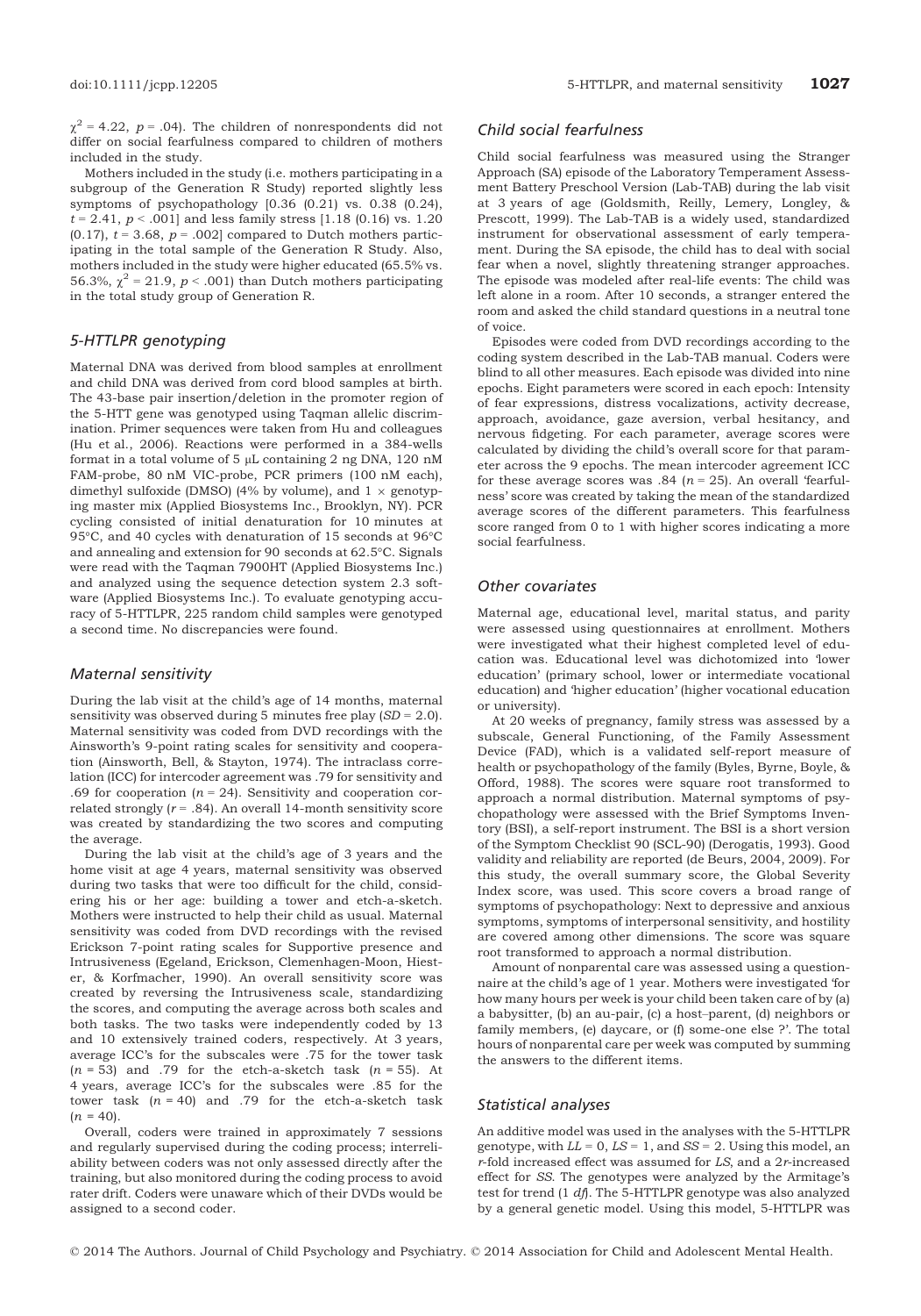$\chi^2 = 4.22$, $p = .04$). The children of nonrespondents did not differ on social fearfulness compared to children of mothers included in the study.

Mothers included in the study (i.e. mothers participating in a subgroup of the Generation R Study) reported slightly less symptoms of psychopathology [0.36 (0.21) vs. 0.38 (0.24), $t = 2.41$, $p < .001$] and less family stress [1.18 (0.16) vs. 1.20 (0.17), $t = 3.68$, $p = .002$] compared to Dutch mothers participating in the total sample of the Generation R Study. Also, mothers included in the study were higher educated (65.5% vs. 56.3%, $\chi^2 = 21.9$, $p < .001$) than Dutch mothers participating in the total study group of Generation R.

### *5-HTTLPR genotyping*

Maternal DNA was derived from blood samples at enrollment and child DNA was derived from cord blood samples at birth. The 43-base pair insertion/deletion in the promoter region of the 5-HTT gene was genotyped using Taqman allelic discrimination. Primer sequences were taken from Hu and colleagues (Hu et al., 2006). Reactions were performed in a 384-wells format in a total volume of 5 μL containing 2 ng DNA, 120 nM FAM-probe, 80 nM VIC-probe, PCR primers (100 nM each), dimethyl sulfoxide (DMSO) (4% by volume), and 1 × genotyping master mix (Applied Biosystems Inc., Brooklyn, NY). PCR cycling consisted of initial denaturation for 10 minutes at 95°C, and 40 cycles with denaturation of 15 seconds at 96°C and annealing and extension for 90 seconds at 62.5°C. Signals were read with the Taqman 7900HT (Applied Biosystems Inc.) and analyzed using the sequence detection system 2.3 software (Applied Biosystems Inc.). To evaluate genotyping accuracy of 5-HTTLPR, 225 random child samples were genotyped a second time. No discrepancies were found.

### *Maternal sensitivity*

During the lab visit at the child's age of 14 months, maternal sensitivity was observed during 5 minutes free play (*SD* = 2.0). Maternal sensitivity was coded from DVD recordings with the Ainsworth's 9-point rating scales for sensitivity and cooperation (Ainsworth, Bell, & Stayton, 1974). The intraclass correlation (ICC) for intercoder agreement was .79 for sensitivity and .69 for cooperation ($n = 24$). Sensitivity and cooperation correlated strongly ($r = .84$). An overall 14-month sensitivity score was created by standardizing the two scores and computing the average.

During the lab visit at the child's age of 3 years and the home visit at age 4 years, maternal sensitivity was observed during two tasks that were too difficult for the child, considering his or her age: building a tower and etch-a-sketch. Mothers were instructed to help their child as usual. Maternal sensitivity was coded from DVD recordings with the revised Erickson 7-point rating scales for Supportive presence and Intrusiveness (Egeland, Erickson, Clemenhagen-Moon, Hiester, & Korfmacher, 1990). An overall sensitivity score was created by reversing the Intrusiveness scale, standardizing the scores, and computing the average across both scales and both tasks. The two tasks were independently coded by 13 and 10 extensively trained coders, respectively. At 3 years, average ICC's for the subscales were .75 for the tower task ($n = 53$) and .79 for the etch-a-sketch task ($n = 55$). At 4 years, average ICC's for the subscales were .85 for the tower task ($n = 40$) and .79 for the etch-a-sketch task ($n = 40$).

Overall, coders were trained in approximately 7 sessions and regularly supervised during the coding process; interreliability between coders was not only assessed directly after the training, but also monitored during the coding process to avoid rater drift. Coders were unaware which of their DVDs would be assigned to a second coder.

### *Child social fearfulness*

Child social fearfulness was measured using the Stranger Approach (SA) episode of the Laboratory Temperament Assessment Battery Preschool Version (Lab-TAB) during the lab visit at 3 years of age (Goldsmith, Reilly, Lemery, Longley, & Prescott, 1999). The Lab-TAB is a widely used, standardized instrument for observational assessment of early temperament. During the SA episode, the child has to deal with social fear when a novel, slightly threatening stranger approaches. The episode was modeled after real-life events: The child was left alone in a room. After 10 seconds, a stranger entered the room and asked the child standard questions in a neutral tone of voice.

Episodes were coded from DVD recordings according to the coding system described in the Lab-TAB manual. Coders were blind to all other measures. Each episode was divided into nine epochs. Eight parameters were scored in each epoch: Intensity of fear expressions, distress vocalizations, activity decrease, approach, avoidance, gaze aversion, verbal hesitancy, and nervous fidgeting. For each parameter, average scores were calculated by dividing the child's overall score for that parameter across the 9 epochs. The mean intercoder agreement ICC for these average scores was .84 ($n = 25$). An overall 'fearfulness' score was created by taking the mean of the standardized average scores of the different parameters. This fearfulness score ranged from 0 to 1 with higher scores indicating a more social fearfulness.

### *Other covariates*

Maternal age, educational level, marital status, and parity were assessed using questionnaires at enrollment. Mothers were investigated what their highest completed level of education was. Educational level was dichotomized into 'lower education' (primary school, lower or intermediate vocational education) and 'higher education' (higher vocational education or university).

At 20 weeks of pregnancy, family stress was assessed by a subscale, General Functioning, of the Family Assessment Device (FAD), which is a validated self-report measure of health or psychopathology of the family (Byles, Byrne, Boyle, & Offord, 1988). The scores were square root transformed to approach a normal distribution. Maternal symptoms of psychopathology were assessed with the Brief Symptoms Inventory (BSI), a self-report instrument. The BSI is a short version of the Symptom Checklist 90 (SCL-90) (Derogatis, 1993). Good validity and reliability are reported (de Beurs, 2004, 2009). For this study, the overall summary score, the Global Severity Index score, was used. This score covers a broad range of symptoms of psychopathology: Next to depressive and anxious symptoms, symptoms of interpersonal sensitivity, and hostility are covered among other dimensions. The score was square root transformed to approach a normal distribution.

Amount of nonparental care was assessed using a questionnaire at the child's age of 1 year. Mothers were investigated 'for how many hours per week is your child been taken care of by (a) a babysitter, (b) an au-pair, (c) a host–parent, (d) neighbors or family members, (e) daycare, or (f) some-one else ?'. The total hours of nonparental care per week was computed by summing the answers to the different items.

### *Statistical analyses*

An additive model was used in the analyses with the 5-HTTLPR genotype, with *LL* = 0, *LS* = 1, and *SS* = 2. Using this model, an *r*-fold increased effect was assumed for *LS*, and a 2*r*-increased effect for *SS*. The genotypes were analyzed by the Armitage's test for trend (1 *df*). The 5-HTTLPR genotype was also analyzed by a general genetic model. Using this model, 5-HTTLPR was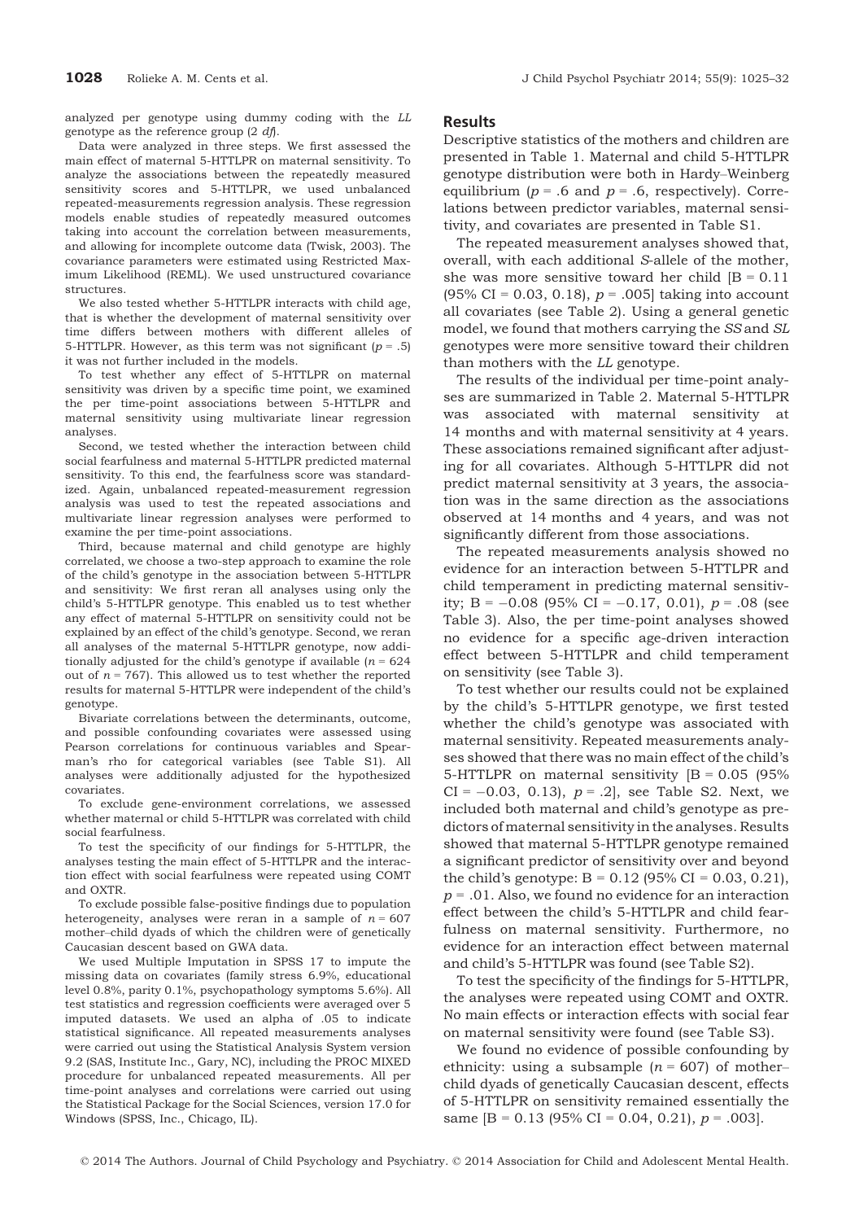analyzed per genotype using dummy coding with the *LL* genotype as the reference group (2 *df*).

Data were analyzed in three steps. We first assessed the main effect of maternal 5-HTTLPR on maternal sensitivity. To analyze the associations between the repeatedly measured sensitivity scores and 5-HTTLPR, we used unbalanced repeated-measurements regression analysis. These regression models enable studies of repeatedly measured outcomes taking into account the correlation between measurements, and allowing for incomplete outcome data (Twisk, 2003). The covariance parameters were estimated using Restricted Maximum Likelihood (REML). We used unstructured covariance structures.

We also tested whether 5-HTTLPR interacts with child age, that is whether the development of maternal sensitivity over time differs between mothers with different alleles of 5-HTTLPR. However, as this term was not significant ($p = .5$) it was not further included in the models.

To test whether any effect of 5-HTTLPR on maternal sensitivity was driven by a specific time point, we examined the per time-point associations between 5-HTTLPR and maternal sensitivity using multivariate linear regression analyses.

Second, we tested whether the interaction between child social fearfulness and maternal 5-HTTLPR predicted maternal sensitivity. To this end, the fearfulness score was standardized. Again, unbalanced repeated-measurement regression analysis was used to test the repeated associations and multivariate linear regression analyses were performed to examine the per time-point associations.

Third, because maternal and child genotype are highly correlated, we choose a two-step approach to examine the role of the child's genotype in the association between 5-HTTLPR and sensitivity: We first reran all analyses using only the child's 5-HTTLPR genotype. This enabled us to test whether any effect of maternal 5-HTTLPR on sensitivity could not be explained by an effect of the child's genotype. Second, we reran all analyses of the maternal 5-HTTLPR genotype, now additionally adjusted for the child's genotype if available ($n = 624$ out of $n = 767$). This allowed us to test whether the reported results for maternal 5-HTTLPR were independent of the child's genotype.

Bivariate correlations between the determinants, outcome, and possible confounding covariates were assessed using Pearson correlations for continuous variables and Spearman's rho for categorical variables (see Table S1). All analyses were additionally adjusted for the hypothesized covariates.

To exclude gene-environment correlations, we assessed whether maternal or child 5-HTTLPR was correlated with child social fearfulness.

To test the specificity of our findings for 5-HTTLPR, the analyses testing the main effect of 5-HTTLPR and the interaction effect with social fearfulness were repeated using COMT and OXTR.

To exclude possible false-positive findings due to population heterogeneity, analyses were reran in a sample of $n = 607$ mother–child dyads of which the children were of genetically Caucasian descent based on GWA data.

We used Multiple Imputation in SPSS 17 to impute the missing data on covariates (family stress 6.9%, educational level 0.8%, parity 0.1%, psychopathology symptoms 5.6%). All test statistics and regression coefficients were averaged over 5 imputed datasets. We used an alpha of .05 to indicate statistical significance. All repeated measurements analyses were carried out using the Statistical Analysis System version 9.2 (SAS, Institute Inc., Gary, NC), including the PROC MIXED procedure for unbalanced repeated measurements. All per time-point analyses and correlations were carried out using the Statistical Package for the Social Sciences, version 17.0 for Windows (SPSS, Inc., Chicago, IL).

## Results

Descriptive statistics of the mothers and children are presented in Table 1. Maternal and child 5-HTTLPR genotype distribution were both in Hardy–Weinberg equilibrium ($p = .6$ and $p = .6$, respectively). Correlations between predictor variables, maternal sensitivity, and covariates are presented in Table S1.

The repeated measurement analyses showed that, overall, with each additional *S*-allele of the mother, she was more sensitive toward her child [B = 0.11 (95% CI = 0.03, 0.18), $p = .005$] taking into account all covariates (see Table 2). Using a general genetic model, we found that mothers carrying the *SS* and *SL* genotypes were more sensitive toward their children than mothers with the *LL* genotype.

The results of the individual per time-point analyses are summarized in Table 2. Maternal 5-HTTLPR was associated with maternal sensitivity at 14 months and with maternal sensitivity at 4 years. These associations remained significant after adjusting for all covariates. Although 5-HTTLPR did not predict maternal sensitivity at 3 years, the association was in the same direction as the associations observed at 14 months and 4 years, and was not significantly different from those associations.

The repeated measurements analysis showed no evidence for an interaction between 5-HTTLPR and child temperament in predicting maternal sensitivity; B = −0.08 (95% CI = −0.17, 0.01), $p = .08$ (see Table 3). Also, the per time-point analyses showed no evidence for a specific age-driven interaction effect between 5-HTTLPR and child temperament on sensitivity (see Table 3).

To test whether our results could not be explained by the child's 5-HTTLPR genotype, we first tested whether the child's genotype was associated with maternal sensitivity. Repeated measurements analyses showed that there was no main effect of the child's 5-HTTLPR on maternal sensitivity [B = 0.05 (95% CI = −0.03, 0.13), $p = .2$], see Table S2. Next, we included both maternal and child's genotype as predictors of maternal sensitivity in the analyses. Results showed that maternal 5-HTTLPR genotype remained a significant predictor of sensitivity over and beyond the child's genotype: B = 0.12 (95% CI = 0.03, 0.21), $p = .01$. Also, we found no evidence for an interaction effect between the child's 5-HTTLPR and child fearfulness on maternal sensitivity. Furthermore, no evidence for an interaction effect between maternal and child's 5-HTTLPR was found (see Table S2).

To test the specificity of the findings for 5-HTTLPR, the analyses were repeated using COMT and OXTR. No main effects or interaction effects with social fear on maternal sensitivity were found (see Table S3).

We found no evidence of possible confounding by ethnicity: using a subsample ($n = 607$) of mother–child dyads of genetically Caucasian descent, effects of 5-HTTLPR on sensitivity remained essentially the same [B = 0.13 (95% CI = 0.04, 0.21), $p = .003$].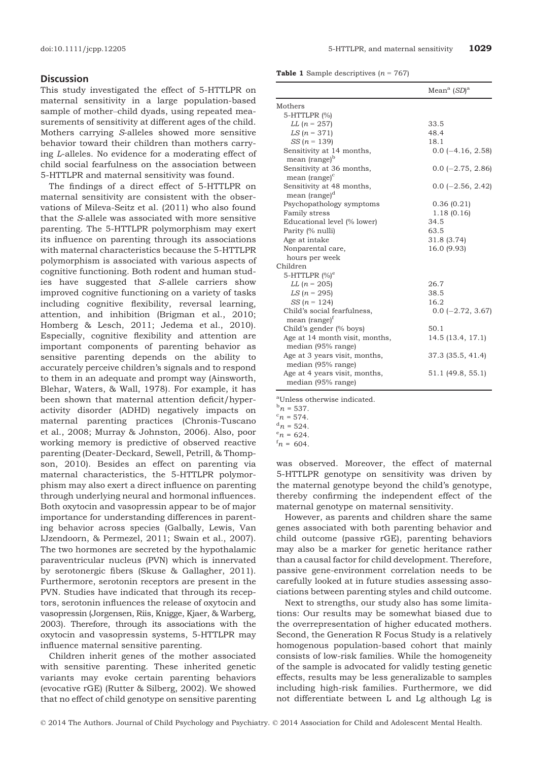## Discussion

This study investigated the effect of 5-HTTLPR on maternal sensitivity in a large population-based sample of mother–child dyads, using repeated measurements of sensitivity at different ages of the child. Mothers carrying *S*-alleles showed more sensitive behavior toward their children than mothers carrying *L*-alleles. No evidence for a moderating effect of child social fearfulness on the association between 5-HTTLPR and maternal sensitivity was found.

The findings of a direct effect of 5-HTTLPR on maternal sensitivity are consistent with the observations of Mileva-Seitz et al. (2011) who also found that the *S*-allele was associated with more sensitive parenting. The 5-HTTLPR polymorphism may exert its influence on parenting through its associations with maternal characteristics because the 5-HTTLPR polymorphism is associated with various aspects of cognitive functioning. Both rodent and human studies have suggested that *S*-allele carriers show improved cognitive functioning on a variety of tasks including cognitive flexibility, reversal learning, attention, and inhibition (Brigman et al., 2010; Homberg & Lesch, 2011; Jedema et al., 2010). Especially, cognitive flexibility and attention are important components of parenting behavior as sensitive parenting depends on the ability to accurately perceive children's signals and to respond to them in an adequate and prompt way (Ainsworth, Blehar, Waters, & Wall, 1978). For example, it has been shown that maternal attention deficit/hyperactivity disorder (ADHD) negatively impacts on maternal parenting practices (Chronis-Tuscano et al., 2008; Murray & Johnston, 2006). Also, poor working memory is predictive of observed reactive parenting (Deater-Deckard, Sewell, Petrill, & Thompson, 2010). Besides an effect on parenting via maternal characteristics, the 5-HTTLPR polymorphism may also exert a direct influence on parenting through underlying neural and hormonal influences. Both oxytocin and vasopressin appear to be of major importance for understanding differences in parenting behavior across species (Galbally, Lewis, Van IJzendoorn, & Permezel, 2011; Swain et al., 2007). The two hormones are secreted by the hypothalamic paraventricular nucleus (PVN) which is innervated by serotonergic fibers (Skuse & Gallagher, 2011). Furthermore, serotonin receptors are present in the PVN. Studies have indicated that through its receptors, serotonin influences the release of oxytocin and vasopressin (Jorgensen, Riis, Knigge, Kjaer, & Warberg, 2003). Therefore, through its associations with the oxytocin and vasopressin systems, 5-HTTLPR may influence maternal sensitive parenting.

Children inherit genes of the mother associated with sensitive parenting. These inherited genetic variants may evoke certain parenting behaviors (evocative rGE) (Rutter & Silberg, 2002). We showed that no effect of child genotype on sensitive parenting was observed. Moreover, the effect of maternal 5-HTTLPR genotype on sensitivity was driven by the maternal genotype beyond the child's genotype, thereby confirming the independent effect of the maternal genotype on maternal sensitivity.

However, as parents and children share the same genes associated with both parenting behavior and child outcome (passive rGE), parenting behaviors may also be a marker for genetic heritance rather than a causal factor for child development. Therefore, passive gene-environment correlation needs to be carefully looked at in future studies assessing associations between parenting styles and child outcome.

Next to strengths, our study also has some limitations: Our results may be somewhat biased due to the overrepresentation of higher educated mothers. Second, the Generation R Focus Study is a relatively homogenous population-based cohort that mainly consists of low-risk families. While the homogeneity of the sample is advocated for validly testing genetic effects, results may be less generalizable to samples including high-risk families. Furthermore, we did not differentiate between L and Lg although Lg is

**Table 1** Sample descriptives ($n$ = 767)

| | Mean[a] (*SD*)[a] |
|---|---|
| Mothers | |
| 5-HTTLPR (%) | |
| *LL* ($n$ = 257) | 33.5 |
| *LS* ($n$ = 371) | 48.4 |
| *SS* ($n$ = 139) | 18.1 |
| Sensitivity at 14 months, mean (range)[b] | 0.0 (−4.16, 2.58) |
| Sensitivity at 36 months, mean (range)[c] | 0.0 (−2.75, 2.86) |
| Sensitivity at 48 months, mean (range)[d] | 0.0 (−2.56, 2.42) |
| Psychopathology symptoms | 0.36 (0.21) |
| Family stress | 1.18 (0.16) |
| Educational level (% lower) | 34.5 |
| Parity (% nulli) | 63.5 |
| Age at intake | 31.8 (3.74) |
| Nonparental care, hours per week | 16.0 (9.93) |
| Children | |
| 5-HTTLPR (%)[e] | |
| *LL* ($n$ = 205) | 26.7 |
| *LS* ($n$ = 295) | 38.5 |
| *SS* ($n$ = 124) | 16.2 |
| Child's social fearfulness, mean (range)[f] | 0.0 (−2.72, 3.67) |
| Child's gender (% boys) | 50.1 |
| Age at 14 month visit, months, median (95% range) | 14.5 (13.4, 17.1) |
| Age at 3 years visit, months, median (95% range) | 37.3 (35.5, 41.4) |
| Age at 4 years visit, months, median (95% range) | 51.1 (49.8, 55.1) |

[a]Unless otherwise indicated.
[b]$n$ = 537.
[c]$n$ = 574.
[d]$n$ = 524.
[e]$n$ = 624.
[f]$n$ = 604.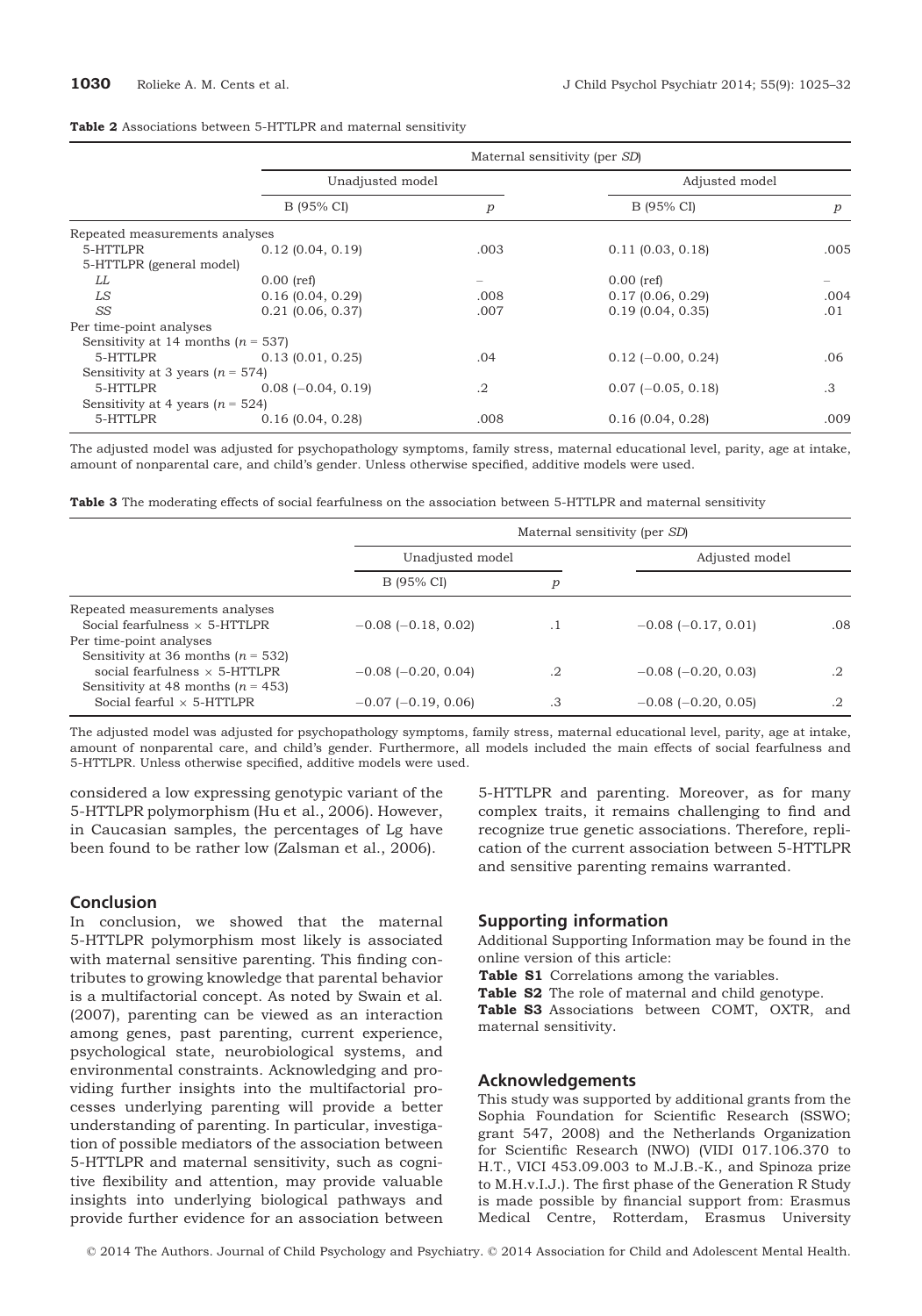**Table 2** Associations between 5-HTTLPR and maternal sensitivity

| | Maternal sensitivity (per *SD*) | | | |
|---|---|---|---|---|
| | Unadjusted model | | Adjusted model | |
| | B (95% CI) | *p* | B (95% CI) | *p* |
| Repeated measurements analyses | | | | |
| 5-HTTLPR | 0.12 (0.04, 0.19) | .003 | 0.11 (0.03, 0.18) | .005 |
| 5-HTTLPR (general model) | | | | |
| *LL* | 0.00 (ref) | – | 0.00 (ref) | – |
| *LS* | 0.16 (0.04, 0.29) | .008 | 0.17 (0.06, 0.29) | .004 |
| *SS* | 0.21 (0.06, 0.37) | .007 | 0.19 (0.04, 0.35) | .01 |
| Per time-point analyses | | | | |
| Sensitivity at 14 months ($n = 537$) | | | | |
| 5-HTTLPR | 0.13 (0.01, 0.25) | .04 | 0.12 (−0.00, 0.24) | .06 |
| Sensitivity at 3 years ($n = 574$) | | | | |
| 5-HTTLPR | 0.08 (−0.04, 0.19) | .2 | 0.07 (−0.05, 0.18) | .3 |
| Sensitivity at 4 years ($n = 524$) | | | | |
| 5-HTTLPR | 0.16 (0.04, 0.28) | .008 | 0.16 (0.04, 0.28) | .009 |

The adjusted model was adjusted for psychopathology symptoms, family stress, maternal educational level, parity, age at intake, amount of nonparental care, and child's gender. Unless otherwise specified, additive models were used.

**Table 3** The moderating effects of social fearfulness on the association between 5-HTTLPR and maternal sensitivity

| | Maternal sensitivity (per *SD*) | | | |
|---|---|---|---|---|
| | Unadjusted model | | Adjusted model | |
| | B (95% CI) | *p* | | |
| Repeated measurements analyses | | | | |
| Social fearfulness × 5-HTTLPR | −0.08 (−0.18, 0.02) | .1 | −0.08 (−0.17, 0.01) | .08 |
| Per time-point analyses | | | | |
| Sensitivity at 36 months ($n = 532$) | | | | |
| social fearfulness × 5-HTTLPR | −0.08 (−0.20, 0.04) | .2 | −0.08 (−0.20, 0.03) | .2 |
| Sensitivity at 48 months ($n = 453$) | | | | |
| Social fearful × 5-HTTLPR | −0.07 (−0.19, 0.06) | .3 | −0.08 (−0.20, 0.05) | .2 |

The adjusted model was adjusted for psychopathology symptoms, family stress, maternal educational level, parity, age at intake, amount of nonparental care, and child's gender. Furthermore, all models included the main effects of social fearfulness and 5-HTTLPR. Unless otherwise specified, additive models were used.

considered a low expressing genotypic variant of the 5-HTTLPR polymorphism (Hu et al., 2006). However, in Caucasian samples, the percentages of Lg have been found to be rather low (Zalsman et al., 2006).

## Conclusion

In conclusion, we showed that the maternal 5-HTTLPR polymorphism most likely is associated with maternal sensitive parenting. This finding contributes to growing knowledge that parental behavior is a multifactorial concept. As noted by Swain et al. (2007), parenting can be viewed as an interaction among genes, past parenting, current experience, psychological state, neurobiological systems, and environmental constraints. Acknowledging and providing further insights into the multifactorial processes underlying parenting will provide a better understanding of parenting. In particular, investigation of possible mediators of the association between 5-HTTLPR and maternal sensitivity, such as cognitive flexibility and attention, may provide valuable insights into underlying biological pathways and provide further evidence for an association between 5-HTTLPR and parenting. Moreover, as for many complex traits, it remains challenging to find and recognize true genetic associations. Therefore, replication of the current association between 5-HTTLPR and sensitive parenting remains warranted.

## Supporting information

Additional Supporting Information may be found in the online version of this article:

**Table S1** Correlations among the variables.

**Table S2** The role of maternal and child genotype.

**Table S3** Associations between COMT, OXTR, and maternal sensitivity.

## Acknowledgements

This study was supported by additional grants from the Sophia Foundation for Scientific Research (SSWO; grant 547, 2008) and the Netherlands Organization for Scientific Research (NWO) (VIDI 017.106.370 to H.T., VICI 453.09.003 to M.J.B.-K., and Spinoza prize to M.H.v.I.J.). The first phase of the Generation R Study is made possible by financial support from: Erasmus Medical Centre, Rotterdam, Erasmus University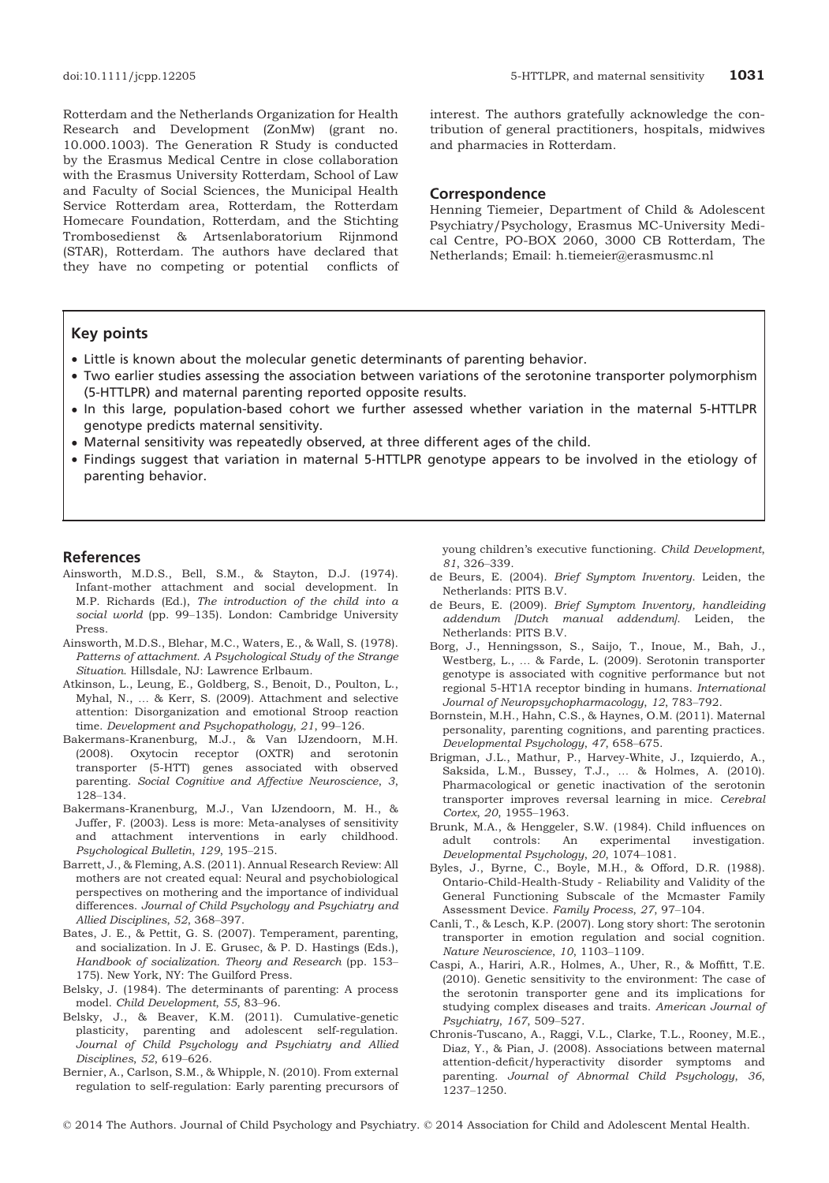Rotterdam and the Netherlands Organization for Health Research and Development (ZonMw) (grant no. 10.000.1003). The Generation R Study is conducted by the Erasmus Medical Centre in close collaboration with the Erasmus University Rotterdam, School of Law and Faculty of Social Sciences, the Municipal Health Service Rotterdam area, Rotterdam, the Rotterdam Homecare Foundation, Rotterdam, and the Stichting Trombosedienst & Artsenlaboratorium Rijnmond (STAR), Rotterdam. The authors have declared that they have no competing or potential conflicts of interest. The authors gratefully acknowledge the contribution of general practitioners, hospitals, midwives and pharmacies in Rotterdam.

## Correspondence

Henning Tiemeier, Department of Child & Adolescent Psychiatry/Psychology, Erasmus MC-University Medical Centre, PO-BOX 2060, 3000 CB Rotterdam, The Netherlands; Email: h.tiemeier@erasmusmc.nl

## Key points

- Little is known about the molecular genetic determinants of parenting behavior.
- Two earlier studies assessing the association between variations of the serotonine transporter polymorphism (5-HTTLPR) and maternal parenting reported opposite results.
- In this large, population-based cohort we further assessed whether variation in the maternal 5-HTTLPR genotype predicts maternal sensitivity.
- Maternal sensitivity was repeatedly observed, at three different ages of the child.
- Findings suggest that variation in maternal 5-HTTLPR genotype appears to be involved in the etiology of parenting behavior.

## References

Ainsworth, M.D.S., Bell, S.M., & Stayton, D.J. (1974). Infant-mother attachment and social development. In M.P. Richards (Ed.), *The introduction of the child into a social world* (pp. 99–135). London: Cambridge University Press.

Ainsworth, M.D.S., Blehar, M.C., Waters, E., & Wall, S. (1978). *Patterns of attachment. A Psychological Study of the Strange Situation*. Hillsdale, NJ: Lawrence Erlbaum.

Atkinson, L., Leung, E., Goldberg, S., Benoit, D., Poulton, L., Myhal, N., ... & Kerr, S. (2009). Attachment and selective attention: Disorganization and emotional Stroop reaction time. *Development and Psychopathology*, *21*, 99–126.

Bakermans-Kranenburg, M.J., & Van IJzendoorn, M.H. (2008). Oxytocin receptor (OXTR) and serotonin transporter (5-HTT) genes associated with observed parenting. *Social Cognitive and Affective Neuroscience*, *3*, 128–134.

Bakermans-Kranenburg, M.J., Van IJzendoorn, M. H., & Juffer, F. (2003). Less is more: Meta-analyses of sensitivity and attachment interventions in early childhood. *Psychological Bulletin*, *129*, 195–215.

Barrett, J., & Fleming, A.S. (2011). Annual Research Review: All mothers are not created equal: Neural and psychobiological perspectives on mothering and the importance of individual differences. *Journal of Child Psychology and Psychiatry and Allied Disciplines*, *52*, 368–397.

Bates, J. E., & Pettit, G. S. (2007). Temperament, parenting, and socialization. In J. E. Grusec, & P. D. Hastings (Eds.), *Handbook of socialization. Theory and Research* (pp. 153–175). New York, NY: The Guilford Press.

Belsky, J. (1984). The determinants of parenting: A process model. *Child Development*, *55*, 83–96.

Belsky, J., & Beaver, K.M. (2011). Cumulative-genetic plasticity, parenting and adolescent self-regulation. *Journal of Child Psychology and Psychiatry and Allied Disciplines*, *52*, 619–626.

Bernier, A., Carlson, S.M., & Whipple, N. (2010). From external regulation to self-regulation: Early parenting precursors of young children's executive functioning. *Child Development*, *81*, 326–339.

de Beurs, E. (2004). *Brief Symptom Inventory*. Leiden, the Netherlands: PITS B.V.

de Beurs, E. (2009). *Brief Symptom Inventory, handleiding addendum [Dutch manual addendum]*. Leiden, the Netherlands: PITS B.V.

Borg, J., Henningsson, S., Saijo, T., Inoue, M., Bah, J., Westberg, L., ... & Farde, L. (2009). Serotonin transporter genotype is associated with cognitive performance but not regional 5-HT1A receptor binding in humans. *International Journal of Neuropsychopharmacology*, *12*, 783–792.

Bornstein, M.H., Hahn, C.S., & Haynes, O.M. (2011). Maternal personality, parenting cognitions, and parenting practices. *Developmental Psychology*, *47*, 658–675.

Brigman, J.L., Mathur, P., Harvey-White, J., Izquierdo, A., Saksida, L.M., Bussey, T.J., ... & Holmes, A. (2010). Pharmacological or genetic inactivation of the serotonin transporter improves reversal learning in mice. *Cerebral Cortex*, *20*, 1955–1963.

Brunk, M.A., & Henggeler, S.W. (1984). Child influences on adult controls: An experimental investigation. *Developmental Psychology*, *20*, 1074–1081.

Byles, J., Byrne, C., Boyle, M.H., & Offord, D.R. (1988). Ontario-Child-Health-Study - Reliability and Validity of the General Functioning Subscale of the Mcmaster Family Assessment Device. *Family Process*, *27*, 97–104.

Canli, T., & Lesch, K.P. (2007). Long story short: The serotonin transporter in emotion regulation and social cognition. *Nature Neuroscience*, *10*, 1103–1109.

Caspi, A., Hariri, A.R., Holmes, A., Uher, R., & Moffitt, T.E. (2010). Genetic sensitivity to the environment: The case of the serotonin transporter gene and its implications for studying complex diseases and traits. *American Journal of Psychiatry*, *167*, 509–527.

Chronis-Tuscano, A., Raggi, V.L., Clarke, T.L., Rooney, M.E., Diaz, Y., & Pian, J. (2008). Associations between maternal attention-deficit/hyperactivity disorder symptoms and parenting. *Journal of Abnormal Child Psychology*, *36*, 1237–1250.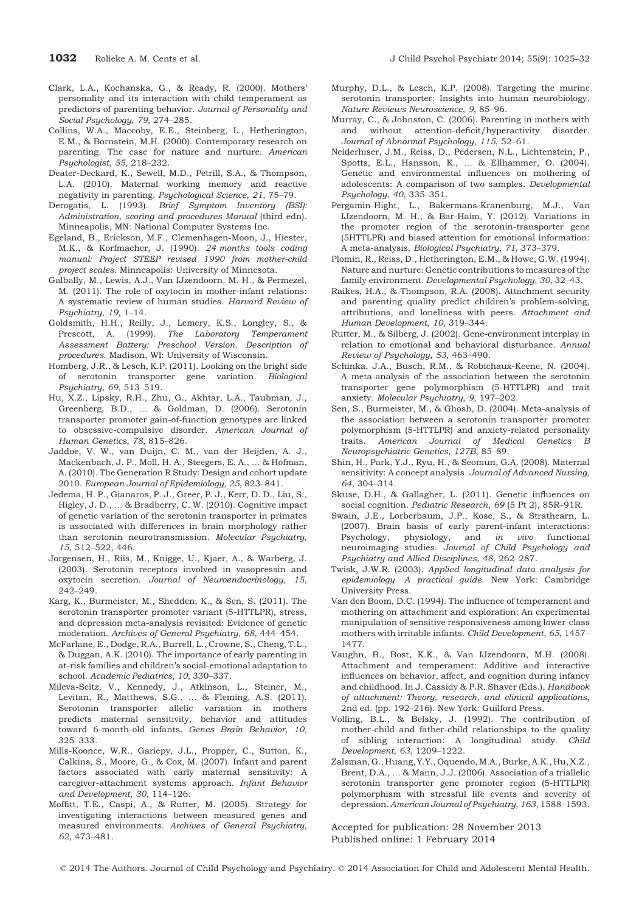Clark, L.A., Kochanska, G., & Ready, R. (2000). Mothers' personality and its interaction with child temperament as predictors of parenting behavior. *Journal of Personality and Social Psychology*, *79*, 274–285.

Collins, W.A., Maccoby, E.E., Steinberg, L., Hetherington, E.M., & Bornstein, M.H. (2000). Contemporary research on parenting. The case for nature and nurture. *American Psychologist*, *55*, 218–232.

Deater-Deckard, K., Sewell, M.D., Petrill, S.A., & Thompson, L.A. (2010). Maternal working memory and reactive negativity in parenting. *Psychological Science*, *21*, 75–79.

Derogatis, L. (1993). *Brief Symptom Inventory (BSI): Administration, scoring and procedures Manual* (third edn). Minneapolis, MN: National Computer Systems Inc.

Egeland, B., Erickson, M.F., Clemenhagen-Moon, J., Hiester, M.K., & Korfmacher, J. (1990). *24 months tools coding manual: Project STEEP revised 1990 from mother-child project scales*. Minneapolis: University of Minnesota.

Galbally, M., Lewis, A.J., Van IJzendoorn, M. H., & Permezel, M. (2011). The role of oxytocin in mother-infant relations: A systematic review of human studies. *Harvard Review of Psychiatry*, *19*, 1–14.

Goldsmith, H.H., Reilly, J., Lemery, K.S., Longley, S., & Prescott, A. (1999). *The Laboratory Temperament Assessment Battery: Preschool Version. Description of procedures*. Madison, WI: University of Wisconsin.

Homberg, J.R., & Lesch, K.P. (2011). Looking on the bright side of serotonin transporter gene variation. *Biological Psychiatry*, *69*, 513–519.

Hu, X.Z., Lipsky, R.H., Zhu, G., Akhtar, L.A., Taubman, J., Greenberg, B.D., … & Goldman, D. (2006). Serotonin transporter promoter gain-of-function genotypes are linked to obsessive-compulsive disorder. *American Journal of Human Genetics*, *78*, 815–826.

Jaddoe, V. W., van Duijn, C. M., van der Heijden, A. J., Mackenbach, J. P., Moll, H. A., Steegers, E. A., … & Hofman, A. (2010). The Generation R Study: Design and cohort update 2010. *European Journal of Epidemiology*, *25*, 823–841.

Jedema, H. P., Gianaros, P. J., Greer, P. J., Kerr, D. D., Liu, S., Higley, J. D., … & Bradberry, C. W. (2010). Cognitive impact of genetic variation of the serotonin transporter in primates is associated with differences in brain morphology rather than serotonin neurotransmission. *Molecular Psychiatry*, *15*, 512–522, 446.

Jorgensen, H., Riis, M., Knigge, U., Kjaer, A., & Warberg, J. (2003). Serotonin receptors involved in vasopressin and oxytocin secretion. *Journal of Neuroendocrinology*, *15*, 242–249.

Karg, K., Burmeister, M., Shedden, K., & Sen, S. (2011). The serotonin transporter promoter variant (5-HTTLPR), stress, and depression meta-analysis revisited: Evidence of genetic moderation. *Archives of General Psychiatry*, *68*, 444–454.

McFarlane, E., Dodge, R.A., Burrell, L., Crowne, S., Cheng, T.L., & Duggan, A.K. (2010). The importance of early parenting in at-risk families and children's social-emotional adaptation to school. *Academic Pediatrics*, *10*, 330–337.

Mileva-Seitz, V., Kennedy, J., Atkinson, L., Steiner, M., Levitan, R., Matthews, S.G., … & Fleming, A.S. (2011). Serotonin transporter allelic variation in mothers predicts maternal sensitivity, behavior and attitudes toward 6-month-old infants. *Genes Brain Behavior*, *10*, 325–333.

Mills-Koonce, W.R., Gariepy, J.L., Propper, C., Sutton, K., Calkins, S., Moore, G., & Cox, M. (2007). Infant and parent factors associated with early maternal sensitivity: A caregiver-attachment systems approach. *Infant Behavior and Development*, *30*, 114–126.

Moffitt, T.E., Caspi, A., & Rutter, M. (2005). Strategy for investigating interactions between measured genes and measured environments. *Archives of General Psychiatry*, *62*, 473–481.

Murphy, D.L., & Lesch, K.P. (2008). Targeting the murine serotonin transporter: Insights into human neurobiology. *Nature Reviews Neuroscience*, *9*, 85–96.

Murray, C., & Johnston, C. (2006). Parenting in mothers with and without attention-deficit/hyperactivity disorder. *Journal of Abnormal Psychology*, *115*, 52–61.

Neiderhiser, J.M., Reiss, D., Pedersen, N.L., Lichtenstein, P., Spotts, E.L., Hansson, K., … & Ellhammer, O. (2004). Genetic and environmental influences on mothering of adolescents: A comparison of two samples. *Developmental Psychology*, *40*, 335–351.

Pergamin-Hight, L., Bakermans-Kranenburg, M.J., Van IJzendoorn, M. H., & Bar-Haim, Y. (2012). Variations in the promoter region of the serotonin-transporter gene (5HTTLPR) and biased attention for emotional information: A meta-analysis. *Biological Psychiatry*, *71*, 373–379.

Plomin, R., Reiss, D., Hetherington, E.M., & Howe, G.W. (1994). Nature and nurture: Genetic contributions to measures of the family environment. *Developmental Psychology*, *30*, 32–43.

Raikes, H.A., & Thompson, R.A. (2008). Attachment security and parenting quality predict children's problem-solving, attributions, and loneliness with peers. *Attachment and Human Development*, *10*, 319–344.

Rutter, M., & Silberg, J. (2002). Gene-environment interplay in relation to emotional and behavioral disturbance. *Annual Review of Psychology*, *53*, 463–490.

Schinka, J.A., Busch, R.M., & Robichaux-Keene, N. (2004). A meta-analysis of the association between the serotonin transporter gene polymorphism (5-HTTLPR) and trait anxiety. *Molecular Psychiatry*, *9*, 197–202.

Sen, S., Burmeister, M., & Ghosh, D. (2004). Meta-analysis of the association between a serotonin transporter promoter polymorphism (5-HTTLPR) and anxiety-related personality traits. *American Journal of Medical Genetics B Neuropsychiatric Genetics*, *127B*, 85–89.

Shin, H., Park, Y.J., Ryu, H., & Seomun, G.A. (2008). Maternal sensitivity: A concept analysis. *Journal of Advanced Nursing*, *64*, 304–314.

Skuse, D.H., & Gallagher, L. (2011). Genetic influences on social cognition. *Pediatric Research*, *69* (5 Pt 2), 85R–91R.

Swain, J.E., Lorberbaum, J.P., Kose, S., & Strathearn, L. (2007). Brain basis of early parent-infant interactions: Psychology, physiology, and *in vivo* functional neuroimaging studies. *Journal of Child Psychology and Psychiatry and Allied Disciplines*, *48*, 262–287.

Twisk, J.W.R. (2003). *Applied longitudinal data analysis for epidemiology. A practical guide*. New York: Cambridge University Press.

Van den Boom, D.C. (1994). The influence of temperament and mothering on attachment and exploration: An experimental manipulation of sensitive responsiveness among lower-class mothers with irritable infants. *Child Development*, *65*, 1457–1477.

Vaughn, B., Bost, K.K., & Van IJzendoorn, M.H. (2008). Attachment and temperament: Additive and interactive influences on behavior, affect, and cognition during infancy and childhood. In J. Cassidy & P.R. Shaver (Eds.), *Handbook of attachment: Theory, research, and clinical applications*, 2nd ed. (pp. 192–216). New York: Guilford Press.

Volling, B.L., & Belsky, J. (1992). The contribution of mother-child and father-child relationships to the quality of sibling interaction: A longitudinal study. *Child Development*, *63*, 1209–1222.

Zalsman, G., Huang, Y.Y., Oquendo, M.A., Burke, A.K., Hu, X.Z., Brent, D.A., … & Mann, J.J. (2006). Association of a triallelic serotonin transporter gene promoter region (5-HTTLPR) polymorphism with stressful life events and severity of depression. *American Journal of Psychiatry*, *163*, 1588–1593.

Accepted for publication: 28 November 2013
Published online: 1 February 2014